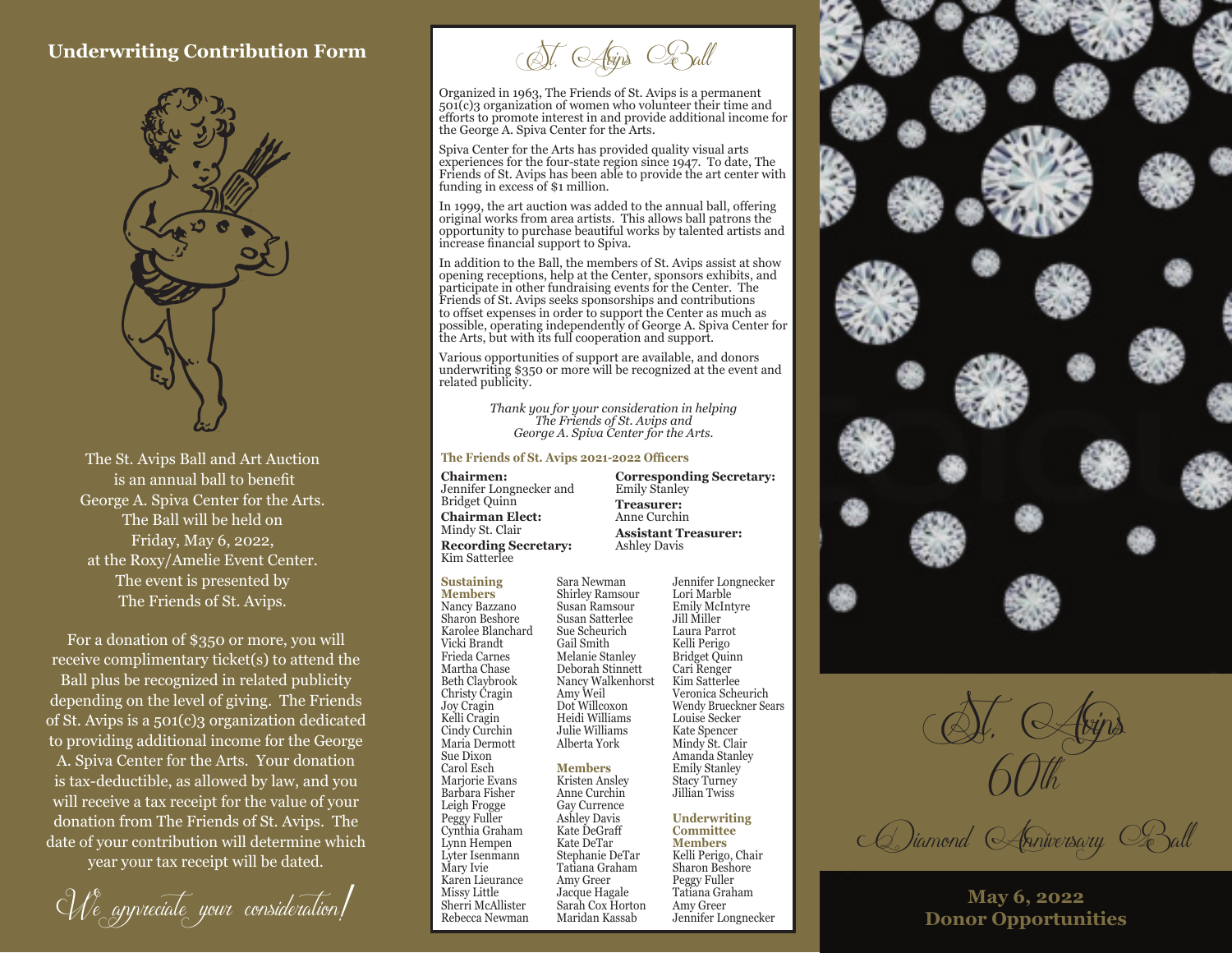## Underwriting Contribution Form

The St. Avips Ball and Art Auction
is an annual ball to benefit
George A. Spiva Center for the Arts.
The Ball will be held on
Friday, May 6, 2022,
at the Roxy/Amelie Event Center.
The event is presented by
The Friends of St. Avips.

For a donation of $350 or more, you will receive complimentary ticket(s) to attend the Ball plus be recognized in related publicity depending on the level of giving. The Friends of St. Avips is a 501(c)3 organization dedicated to providing additional income for the George A. Spiva Center for the Arts. Your donation is tax-deductible, as allowed by law, and you will receive a tax receipt for the value of your donation from The Friends of St. Avips. The date of your contribution will determine which year your tax receipt will be dated.

*We appreciate your consideration!*

# St. Avips Ball

Organized in 1963, The Friends of St. Avips is a permanent 501(c)3 organization of women who volunteer their time and efforts to promote interest in and provide additional income for the George A. Spiva Center for the Arts.

Spiva Center for the Arts has provided quality visual arts experiences for the four-state region since 1947. To date, The Friends of St. Avips has been able to provide the art center with funding in excess of $1 million.

In 1999, the art auction was added to the annual ball, offering original works from area artists. This allows ball patrons the opportunity to purchase beautiful works by talented artists and increase financial support to Spiva.

In addition to the Ball, the members of St. Avips assist at show opening receptions, help at the Center, sponsors exhibits, and participate in other fundraising events for the Center. The Friends of St. Avips seeks sponsorships and contributions to offset expenses in order to support the Center as much as possible, operating independently of George A. Spiva Center for the Arts, but with its full cooperation and support.

Various opportunities of support are available, and donors underwriting $350 or more will be recognized at the event and related publicity.

*Thank you for your consideration in helping The Friends of St. Avips and George A. Spiva Center for the Arts.*

### The Friends of St. Avips 2021-2022 Officers

**Chairmen:**
Jennifer Longnecker and Bridget Quinn

**Chairman Elect:**
Mindy St. Clair

**Recording Secretary:**
Kim Satterlee

**Corresponding Secretary:**
Emily Stanley

**Treasurer:**
Anne Curchin

**Assistant Treasurer:**
Ashley Davis

**Sustaining Members**
Nancy Bazzano
Sharon Beshore
Karolee Blanchard
Vicki Brandt
Frieda Carnes
Martha Chase
Beth Claybrook
Christy Cragin
Joy Cragin
Kelli Cragin
Cindy Curchin
Maria Dermott
Sue Dixon
Carol Esch
Marjorie Evans
Barbara Fisher
Leigh Frogge
Peggy Fuller
Cynthia Graham
Lynn Hempen
Lyter Isenmann
Mary Ivie
Karen Lieurance
Missy Little
Sherri McAllister
Rebecca Newman
Sara Newman
Shirley Ramsour
Susan Ramsour
Susan Satterlee
Sue Scheurich
Gail Smith
Melanie Stanley
Deborah Stinnett
Nancy Walkenhorst
Amy Weil
Dot Willcoxon
Heidi Williams
Julie Williams
Alberta York

**Members**
Kristen Ansley
Anne Curchin
Gay Currence
Ashley Davis
Kate DeGraff
Kate DeTar
Stephanie DeTar
Tatiana Graham
Amy Greer
Jacque Hagale
Sarah Cox Horton
Maridan Kassab
Jennifer Longnecker
Lori Marble
Emily McIntyre
Jill Miller
Laura Parrot
Kelli Perigo
Bridget Quinn
Cari Renger
Kim Satterlee
Veronica Scheurich
Wendy Brueckner Sears
Louise Secker
Kate Spencer
Mindy St. Clair
Amanda Stanley
Emily Stanley
Stacy Turney
Jillian Twiss

**Underwriting Committee Members**
Kelli Perigo, Chair
Sharon Beshore
Peggy Fuller
Tatiana Graham
Amy Greer
Jennifer Longnecker

# St. Avips 60th Diamond Anniversary Ball

**May 6, 2022**
**Donor Opportunities**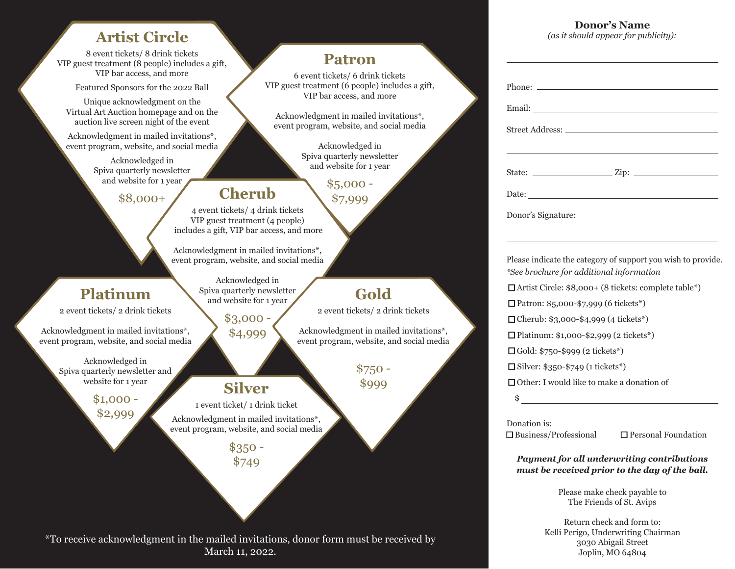## Artist Circle

8 event tickets/ 8 drink tickets
VIP guest treatment (8 people) includes a gift, VIP bar access, and more

Featured Sponsors for the 2022 Ball

Unique acknowledgment on the Virtual Art Auction homepage and on the auction live screen night of the event

Acknowledgment in mailed invitations*, event program, website, and social media

Acknowledged in Spiva quarterly newsletter and website for 1 year

$8,000+

## Patron

6 event tickets/ 6 drink tickets
VIP guest treatment (6 people) includes a gift, VIP bar access, and more

Acknowledgment in mailed invitations*, event program, website, and social media

Acknowledged in Spiva quarterly newsletter and website for 1 year

$5,000 - $7,999

## Cherub

4 event tickets/ 4 drink tickets
VIP guest treatment (4 people) includes a gift, VIP bar access, and more

Acknowledgment in mailed invitations*, event program, website, and social media

Acknowledged in Spiva quarterly newsletter and website for 1 year

$3,000 - $4,999

## Platinum

2 event tickets/ 2 drink tickets

Acknowledgment in mailed invitations*, event program, website, and social media

Acknowledged in Spiva quarterly newsletter and website for 1 year

$1,000 - $2,999

## Gold

2 event tickets/ 2 drink tickets

Acknowledgment in mailed invitations*, event program, website, and social media

$750 - $999

## Silver

1 event ticket/ 1 drink ticket

Acknowledgment in mailed invitations*, event program, website, and social media

$350 - $749

*To receive acknowledgment in the mailed invitations, donor form must be received by March 11, 2022.

**Donor's Name**
*(as it should appear for publicity):*

______________________________

Phone: ______________________________

Email: ______________________________

Street Address: ______________________________

______________________________

State: ______________ Zip: ______________

Date: ______________________________

Donor's Signature:

______________________________

Please indicate the category of support you wish to provide.
*\*See brochure for additional information*

- ☐ Artist Circle: $8,000+ (8 tickets: complete table*)
- ☐ Patron: $5,000-$7,999 (6 tickets*)
- ☐ Cherub: $3,000-$4,999 (4 tickets*)
- ☐ Platinum: $1,000-$2,999 (2 tickets*)
- ☐ Gold: $750-$999 (2 tickets*)
- ☐ Silver: $350-$749 (1 tickets*)
- ☐ Other: I would like to make a donation of

$ ______________________________

Donation is:
☐ Business/Professional ☐ Personal Foundation

***Payment for all underwriting contributions must be received prior to the day of the ball.***

Please make check payable to
The Friends of St. Avips

Return check and form to:
Kelli Perigo, Underwriting Chairman
3030 Abigail Street
Joplin, MO 64804